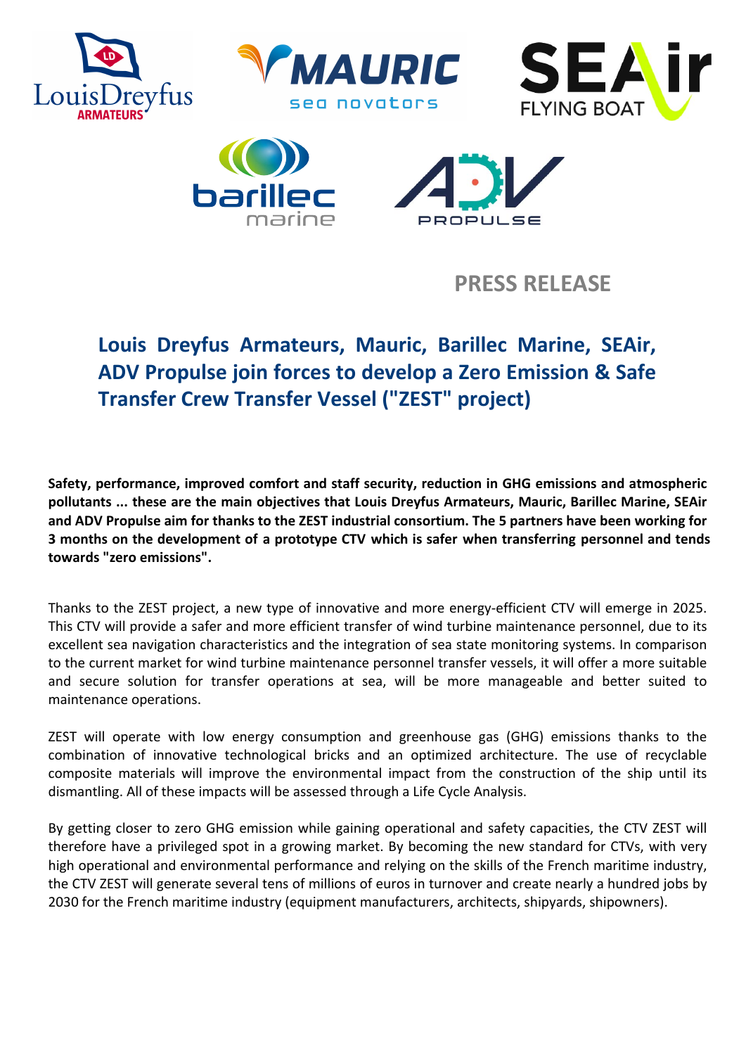PRESS RELEASE

# Louis Dreyfus Armateurs, Mauric, Barillec Marine, SEAir, ADV Propulse join forces to develop a Zero Emission & Safe Transfer Crew Transfer Vessel ("ZEST" project)

**Safety, performance, improved comfort and staff security, reduction in GHG emissions and atmospheric pollutants ... these are the main objectives that Louis Dreyfus Armateurs, Mauric, Barillec Marine, SEAir and ADV Propulse aim for thanks to the ZEST industrial consortium. The 5 partners have been working for 3 months on the development of a prototype CTV which is safer when transferring personnel and tends towards "zero emissions".**

Thanks to the ZEST project, a new type of innovative and more energy-efficient CTV will emerge in 2025. This CTV will provide a safer and more efficient transfer of wind turbine maintenance personnel, due to its excellent sea navigation characteristics and the integration of sea state monitoring systems. In comparison to the current market for wind turbine maintenance personnel transfer vessels, it will offer a more suitable and secure solution for transfer operations at sea, will be more manageable and better suited to maintenance operations.

ZEST will operate with low energy consumption and greenhouse gas (GHG) emissions thanks to the combination of innovative technological bricks and an optimized architecture. The use of recyclable composite materials will improve the environmental impact from the construction of the ship until its dismantling. All of these impacts will be assessed through a Life Cycle Analysis.

By getting closer to zero GHG emission while gaining operational and safety capacities, the CTV ZEST will therefore have a privileged spot in a growing market. By becoming the new standard for CTVs, with very high operational and environmental performance and relying on the skills of the French maritime industry, the CTV ZEST will generate several tens of millions of euros in turnover and create nearly a hundred jobs by 2030 for the French maritime industry (equipment manufacturers, architects, shipyards, shipowners).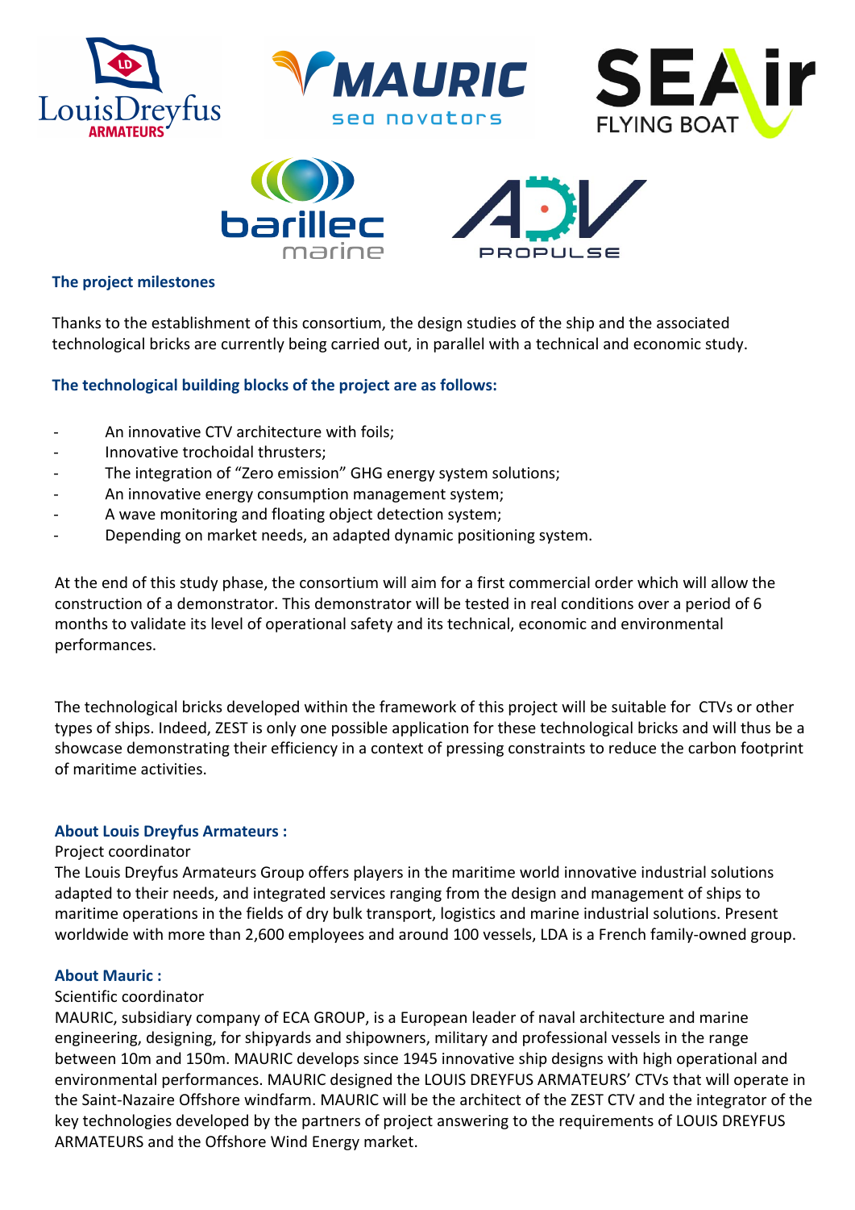## The project milestones

Thanks to the establishment of this consortium, the design studies of the ship and the associated technological bricks are currently being carried out, in parallel with a technical and economic study.

### The technological building blocks of the project are as follows:

- An innovative CTV architecture with foils;
- Innovative trochoidal thrusters;
- The integration of "Zero emission" GHG energy system solutions;
- An innovative energy consumption management system;
- A wave monitoring and floating object detection system;
- Depending on market needs, an adapted dynamic positioning system.

At the end of this study phase, the consortium will aim for a first commercial order which will allow the construction of a demonstrator. This demonstrator will be tested in real conditions over a period of 6 months to validate its level of operational safety and its technical, economic and environmental performances.

The technological bricks developed within the framework of this project will be suitable for CTVs or other types of ships. Indeed, ZEST is only one possible application for these technological bricks and will thus be a showcase demonstrating their efficiency in a context of pressing constraints to reduce the carbon footprint of maritime activities.

### About Louis Dreyfus Armateurs :

Project coordinator

The Louis Dreyfus Armateurs Group offers players in the maritime world innovative industrial solutions adapted to their needs, and integrated services ranging from the design and management of ships to maritime operations in the fields of dry bulk transport, logistics and marine industrial solutions. Present worldwide with more than 2,600 employees and around 100 vessels, LDA is a French family-owned group.

### About Mauric :

Scientific coordinator

MAURIC, subsidiary company of ECA GROUP, is a European leader of naval architecture and marine engineering, designing, for shipyards and shipowners, military and professional vessels in the range between 10m and 150m. MAURIC develops since 1945 innovative ship designs with high operational and environmental performances. MAURIC designed the LOUIS DREYFUS ARMATEURS' CTVs that will operate in the Saint-Nazaire Offshore windfarm. MAURIC will be the architect of the ZEST CTV and the integrator of the key technologies developed by the partners of project answering to the requirements of LOUIS DREYFUS ARMATEURS and the Offshore Wind Energy market.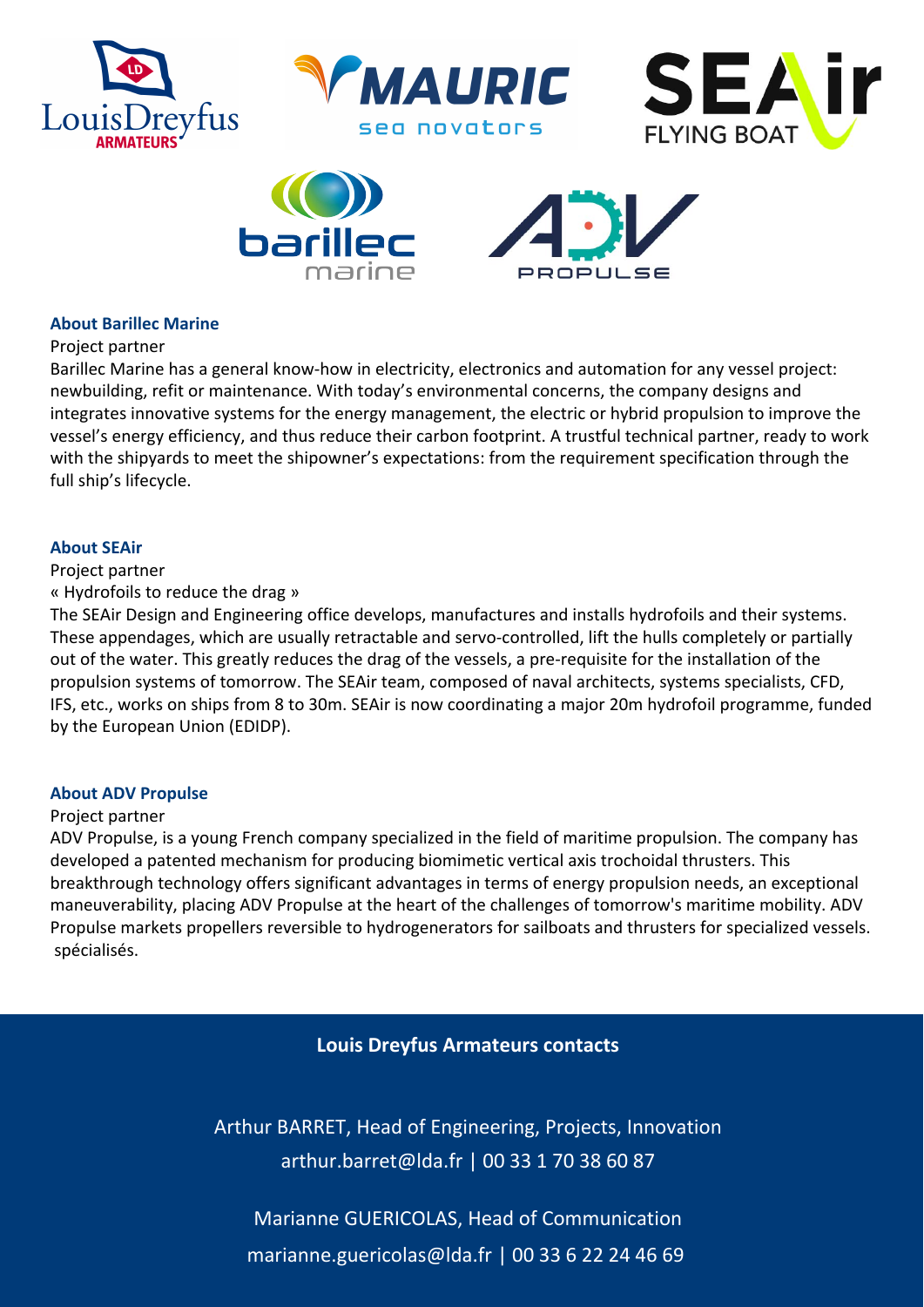### About Barillec Marine

Project partner

Barillec Marine has a general know-how in electricity, electronics and automation for any vessel project: newbuilding, refit or maintenance. With today's environmental concerns, the company designs and integrates innovative systems for the energy management, the electric or hybrid propulsion to improve the vessel's energy efficiency, and thus reduce their carbon footprint. A trustful technical partner, ready to work with the shipyards to meet the shipowner's expectations: from the requirement specification through the full ship's lifecycle.

### About SEAir

Project partner

« Hydrofoils to reduce the drag »

The SEAir Design and Engineering office develops, manufactures and installs hydrofoils and their systems. These appendages, which are usually retractable and servo-controlled, lift the hulls completely or partially out of the water. This greatly reduces the drag of the vessels, a pre-requisite for the installation of the propulsion systems of tomorrow. The SEAir team, composed of naval architects, systems specialists, CFD, IFS, etc., works on ships from 8 to 30m. SEAir is now coordinating a major 20m hydrofoil programme, funded by the European Union (EDIDP).

### About ADV Propulse

Project partner

ADV Propulse, is a young French company specialized in the field of maritime propulsion. The company has developed a patented mechanism for producing biomimetic vertical axis trochoidal thrusters. This breakthrough technology offers significant advantages in terms of energy propulsion needs, an exceptional maneuverability, placing ADV Propulse at the heart of the challenges of tomorrow's maritime mobility. ADV Propulse markets propellers reversible to hydrogenerators for sailboats and thrusters for specialized vessels. spécialisés.

### Louis Dreyfus Armateurs contacts

Arthur BARRET, Head of Engineering, Projects, Innovation
arthur.barret@lda.fr | 00 33 1 70 38 60 87

Marianne GUERICOLAS, Head of Communication
marianne.guericolas@lda.fr | 00 33 6 22 24 46 69